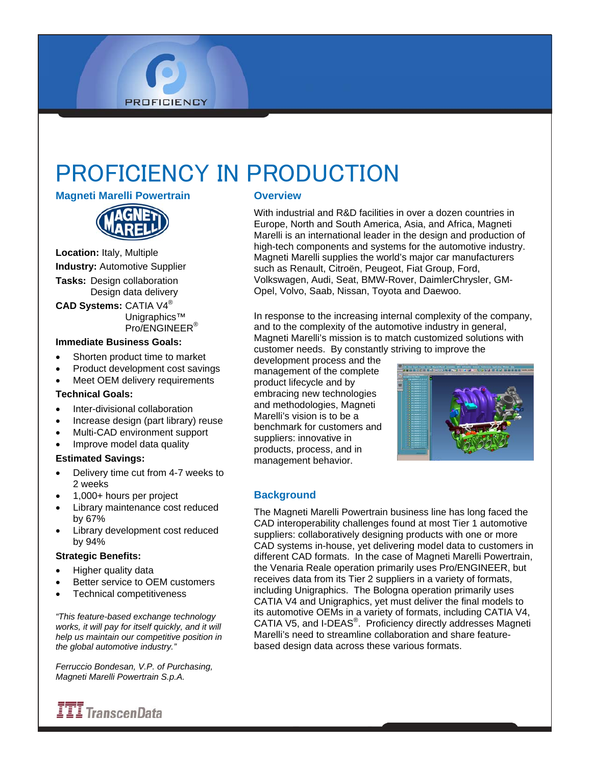# PROFICIENCY IN PRODUCTION

## Magneti Marelli Powertrain

**Location:** Italy, Multiple

**Industry:** Automotive Supplier

**Tasks:** Design collaboration
Design data delivery

**CAD Systems:** CATIA V4®
Unigraphics™
Pro/ENGINEER®

### Immediate Business Goals:

- Shorten product time to market
- Product development cost savings
- Meet OEM delivery requirements

### Technical Goals:

- Inter-divisional collaboration
- Increase design (part library) reuse
- Multi-CAD environment support
- Improve model data quality

### Estimated Savings:

- Delivery time cut from 4-7 weeks to 2 weeks
- 1,000+ hours per project
- Library maintenance cost reduced by 67%
- Library development cost reduced by 94%

### Strategic Benefits:

- Higher quality data
- Better service to OEM customers
- Technical competitiveness

*"This feature-based exchange technology works, it will pay for itself quickly, and it will help us maintain our competitive position in the global automotive industry."*

*Ferruccio Bondesan, V.P. of Purchasing, Magneti Marelli Powertrain S.p.A.*

## Overview

With industrial and R&D facilities in over a dozen countries in Europe, North and South America, Asia, and Africa, Magneti Marelli is an international leader in the design and production of high-tech components and systems for the automotive industry. Magneti Marelli supplies the world's major car manufacturers such as Renault, Citroën, Peugeot, Fiat Group, Ford, Volkswagen, Audi, Seat, BMW-Rover, DaimlerChrysler, GM-Opel, Volvo, Saab, Nissan, Toyota and Daewoo.

In response to the increasing internal complexity of the company, and to the complexity of the automotive industry in general, Magneti Marelli's mission is to match customized solutions with customer needs. By constantly striving to improve the development process and the management of the complete product lifecycle and by embracing new technologies and methodologies, Magneti Marelli's vision is to be a benchmark for customers and suppliers: innovative in products, process, and in management behavior.

## Background

The Magneti Marelli Powertrain business line has long faced the CAD interoperability challenges found at most Tier 1 automotive suppliers: collaboratively designing products with one or more CAD systems in-house, yet delivering model data to customers in different CAD formats. In the case of Magneti Marelli Powertrain, the Venaria Reale operation primarily uses Pro/ENGINEER, but receives data from its Tier 2 suppliers in a variety of formats, including Unigraphics. The Bologna operation primarily uses CATIA V4 and Unigraphics, yet must deliver the final models to its automotive OEMs in a variety of formats, including CATIA V4, CATIA V5, and I-DEAS®. Proficiency directly addresses Magneti Marelli's need to streamline collaboration and share feature-based design data across these various formats.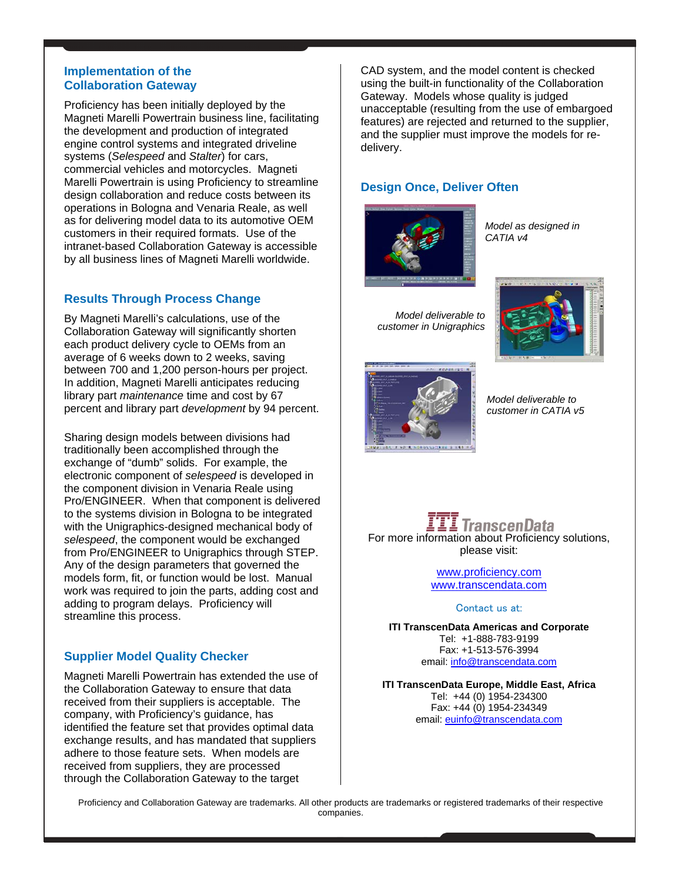## Implementation of the Collaboration Gateway

Proficiency has been initially deployed by the Magneti Marelli Powertrain business line, facilitating the development and production of integrated engine control systems and integrated driveline systems (*Selespeed* and *Stalter*) for cars, commercial vehicles and motorcycles. Magneti Marelli Powertrain is using Proficiency to streamline design collaboration and reduce costs between its operations in Bologna and Venaria Reale, as well as for delivering model data to its automotive OEM customers in their required formats. Use of the intranet-based Collaboration Gateway is accessible by all business lines of Magneti Marelli worldwide.

## Results Through Process Change

By Magneti Marelli's calculations, use of the Collaboration Gateway will significantly shorten each product delivery cycle to OEMs from an average of 6 weeks down to 2 weeks, saving between 700 and 1,200 person-hours per project. In addition, Magneti Marelli anticipates reducing library part *maintenance* time and cost by 67 percent and library part *development* by 94 percent.

Sharing design models between divisions had traditionally been accomplished through the exchange of "dumb" solids. For example, the electronic component of *selespeed* is developed in the component division in Venaria Reale using Pro/ENGINEER. When that component is delivered to the systems division in Bologna to be integrated with the Unigraphics-designed mechanical body of *selespeed*, the component would be exchanged from Pro/ENGINEER to Unigraphics through STEP. Any of the design parameters that governed the models form, fit, or function would be lost. Manual work was required to join the parts, adding cost and adding to program delays. Proficiency will streamline this process.

## Supplier Model Quality Checker

Magneti Marelli Powertrain has extended the use of the Collaboration Gateway to ensure that data received from their suppliers is acceptable. The company, with Proficiency's guidance, has identified the feature set that provides optimal data exchange results, and has mandated that suppliers adhere to those feature sets. When models are received from suppliers, they are processed through the Collaboration Gateway to the target CAD system, and the model content is checked using the built-in functionality of the Collaboration Gateway. Models whose quality is judged unacceptable (resulting from the use of embargoed features) are rejected and returned to the supplier, and the supplier must improve the models for re-delivery.

## Design Once, Deliver Often

*Model as designed in CATIA v4*

*Model deliverable to customer in Unigraphics*

*Model deliverable to customer in CATIA v5*

ITI TranscenData

For more information about Proficiency solutions, please visit:

www.proficiency.com
www.transcendata.com

Contact us at:

**ITI TranscenData Americas and Corporate**
Tel: +1-888-783-9199
Fax: +1-513-576-3994
email: info@transcendata.com

**ITI TranscenData Europe, Middle East, Africa**
Tel: +44 (0) 1954-234300
Fax: +44 (0) 1954-234349
email: euinfo@transcendata.com

Proficiency and Collaboration Gateway are trademarks. All other products are trademarks or registered trademarks of their respective companies.